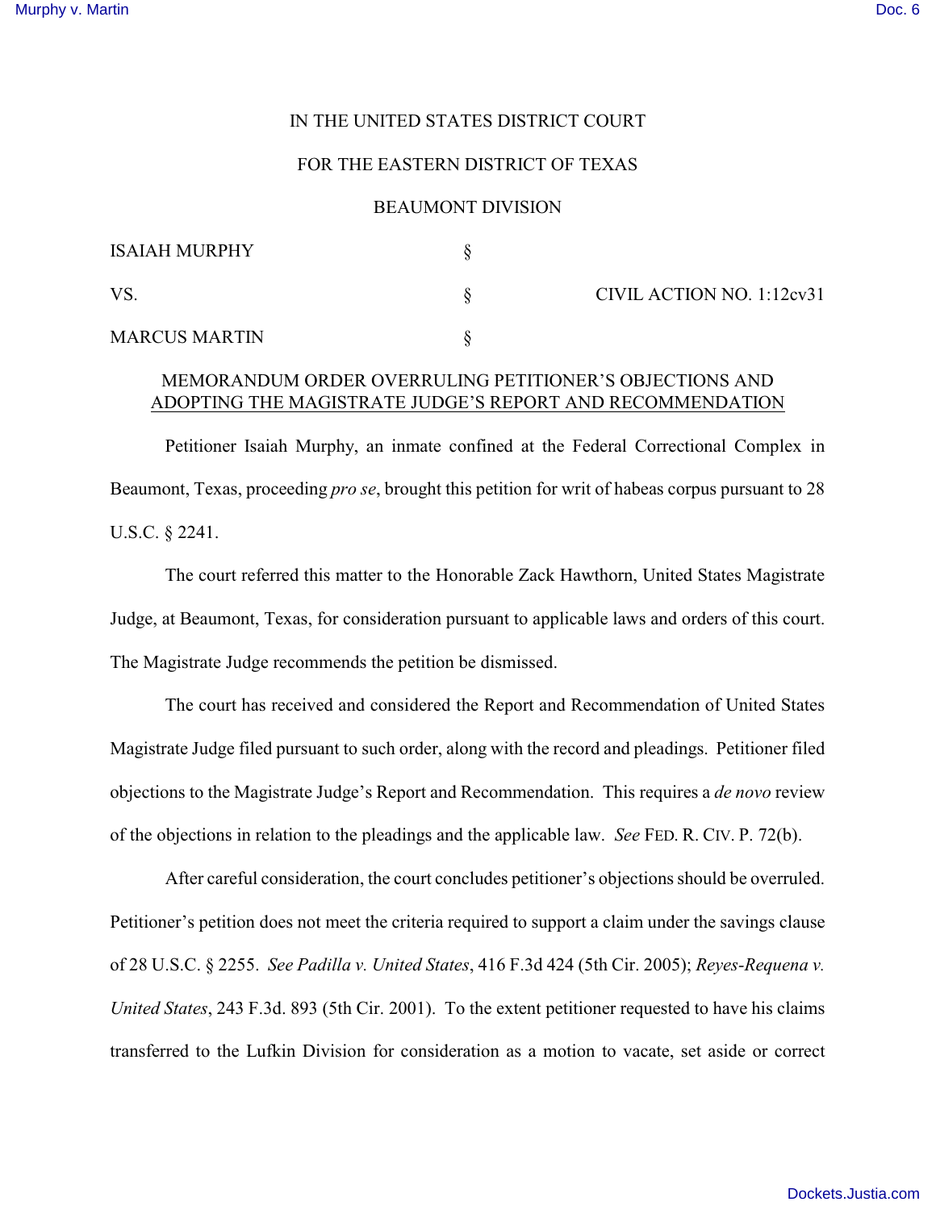IN THE UNITED STATES DISTRICT COURT

FOR THE EASTERN DISTRICT OF TEXAS

BEAUMONT DIVISION

| | | |
|---|---|---|
| ISAIAH MURPHY | § | |
| VS. | § | CIVIL ACTION NO. 1:12cv31 |
| MARCUS MARTIN | § | |

MEMORANDUM ORDER OVERRULING PETITIONER'S OBJECTIONS AND ADOPTING THE MAGISTRATE JUDGE'S REPORT AND RECOMMENDATION

Petitioner Isaiah Murphy, an inmate confined at the Federal Correctional Complex in Beaumont, Texas, proceeding *pro se*, brought this petition for writ of habeas corpus pursuant to 28 U.S.C. § 2241.

The court referred this matter to the Honorable Zack Hawthorn, United States Magistrate Judge, at Beaumont, Texas, for consideration pursuant to applicable laws and orders of this court. The Magistrate Judge recommends the petition be dismissed.

The court has received and considered the Report and Recommendation of United States Magistrate Judge filed pursuant to such order, along with the record and pleadings. Petitioner filed objections to the Magistrate Judge's Report and Recommendation. This requires a *de novo* review of the objections in relation to the pleadings and the applicable law. *See* FED. R. CIV. P. 72(b).

After careful consideration, the court concludes petitioner's objections should be overruled. Petitioner's petition does not meet the criteria required to support a claim under the savings clause of 28 U.S.C. § 2255. *See Padilla v. United States*, 416 F.3d 424 (5th Cir. 2005); *Reyes-Requena v. United States*, 243 F.3d. 893 (5th Cir. 2001). To the extent petitioner requested to have his claims transferred to the Lufkin Division for consideration as a motion to vacate, set aside or correct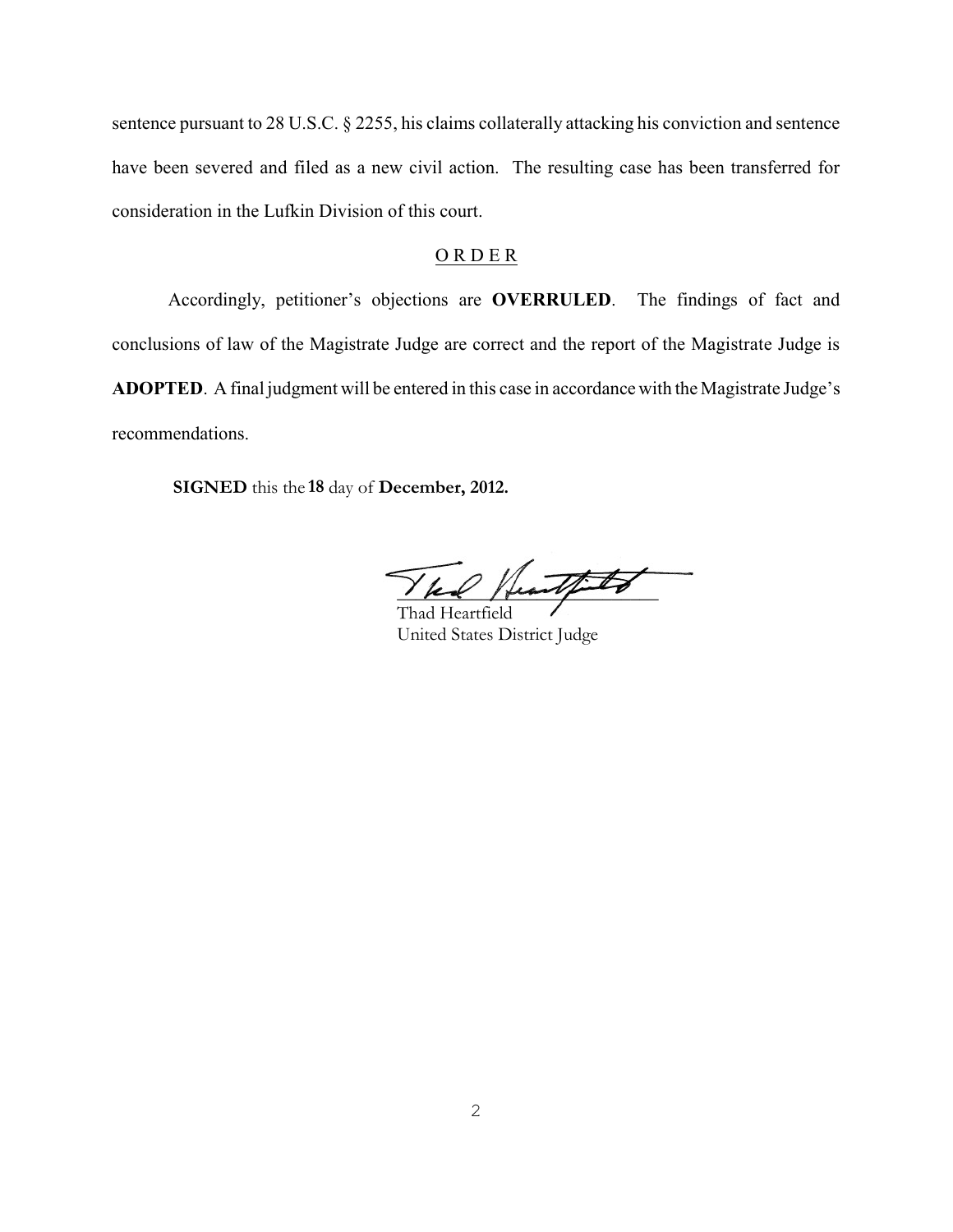sentence pursuant to 28 U.S.C. § 2255, his claims collaterally attacking his conviction and sentence have been severed and filed as a new civil action. The resulting case has been transferred for consideration in the Lufkin Division of this court.

## ORDER

Accordingly, petitioner's objections are **OVERRULED**. The findings of fact and conclusions of law of the Magistrate Judge are correct and the report of the Magistrate Judge is **ADOPTED**. A final judgment will be entered in this case in accordance with the Magistrate Judge's recommendations.

**SIGNED** this the **18** day of **December, 2012.**

Thad Heartfield
United States District Judge